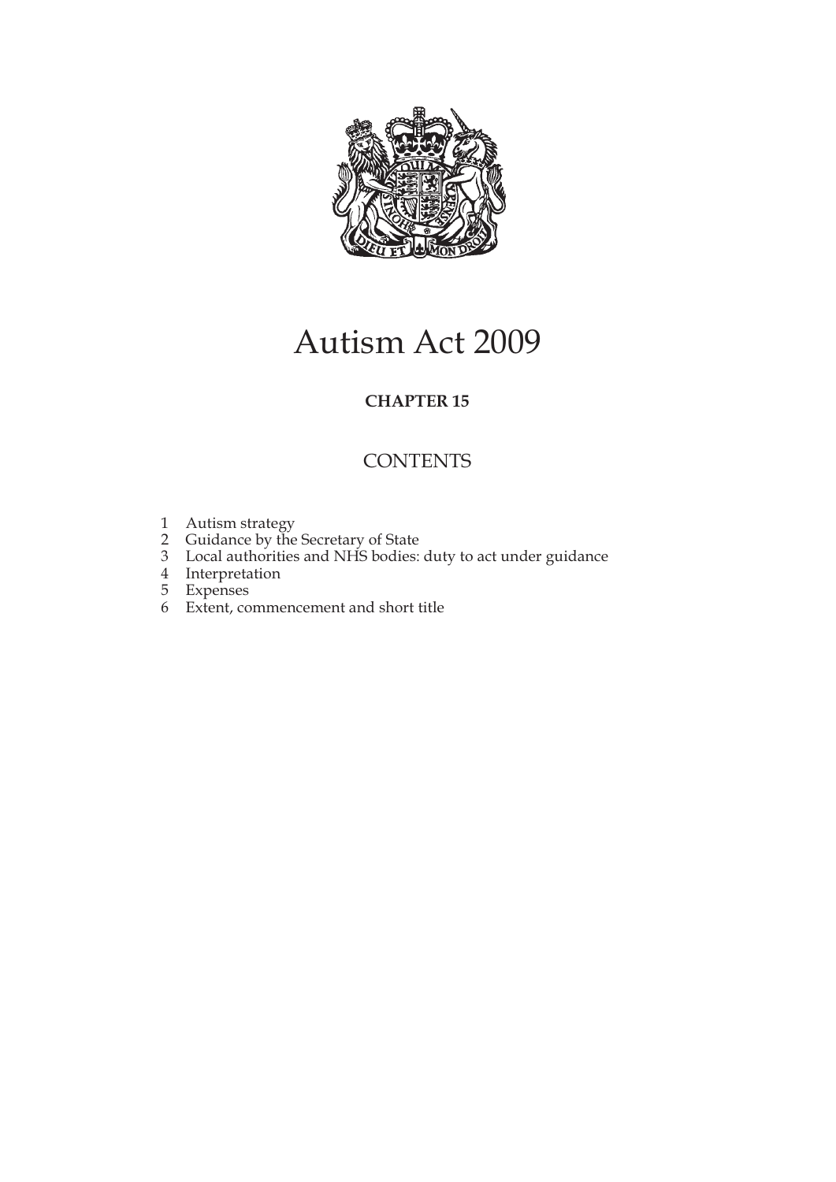# Autism Act 2009

**CHAPTER 15**

## CONTENTS

1 Autism strategy
2 Guidance by the Secretary of State
3 Local authorities and NHS bodies: duty to act under guidance
4 Interpretation
5 Expenses
6 Extent, commencement and short title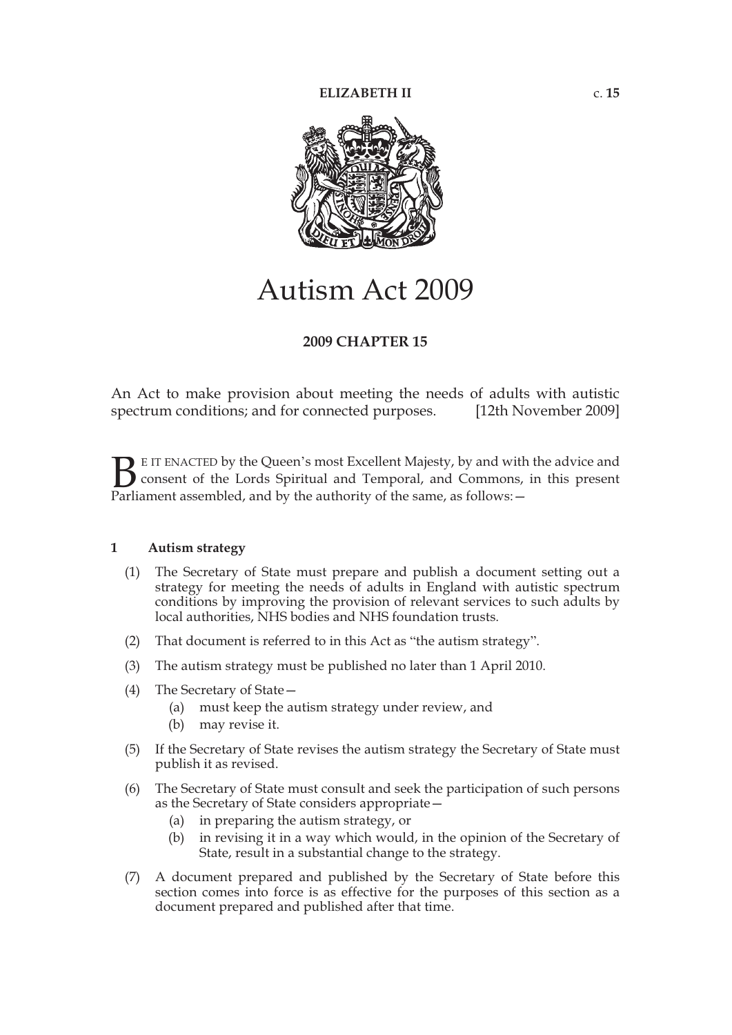ELIZABETH II c. **15**

# Autism Act 2009

**2009 CHAPTER 15**

An Act to make provision about meeting the needs of adults with autistic spectrum conditions; and for connected purposes. [12th November 2009]

BE IT ENACTED by the Queen's most Excellent Majesty, by and with the advice and consent of the Lords Spiritual and Temporal, and Commons, in this present Parliament assembled, and by the authority of the same, as follows:—

### 1 Autism strategy

(1) The Secretary of State must prepare and publish a document setting out a strategy for meeting the needs of adults in England with autistic spectrum conditions by improving the provision of relevant services to such adults by local authorities, NHS bodies and NHS foundation trusts.

(2) That document is referred to in this Act as "the autism strategy".

(3) The autism strategy must be published no later than 1 April 2010.

(4) The Secretary of State—

- (a) must keep the autism strategy under review, and
- (b) may revise it.

(5) If the Secretary of State revises the autism strategy the Secretary of State must publish it as revised.

(6) The Secretary of State must consult and seek the participation of such persons as the Secretary of State considers appropriate—

- (a) in preparing the autism strategy, or
- (b) in revising it in a way which would, in the opinion of the Secretary of State, result in a substantial change to the strategy.

(7) A document prepared and published by the Secretary of State before this section comes into force is as effective for the purposes of this section as a document prepared and published after that time.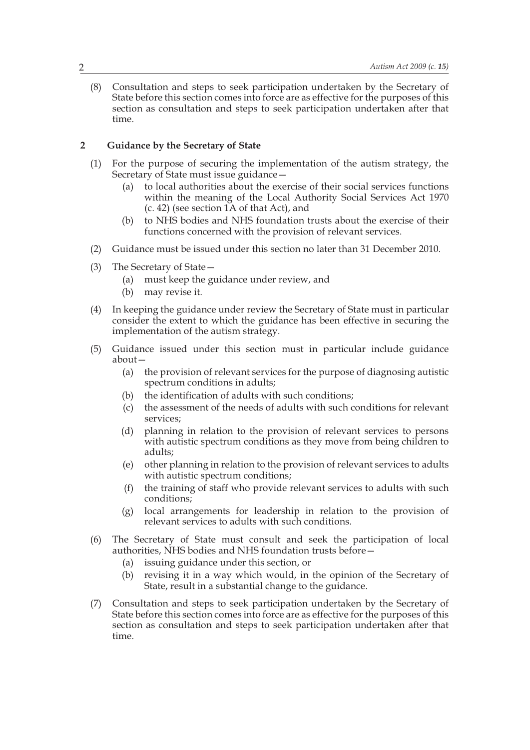(8) Consultation and steps to seek participation undertaken by the Secretary of State before this section comes into force are as effective for the purposes of this section as consultation and steps to seek participation undertaken after that time.

## 2 Guidance by the Secretary of State

(1) For the purpose of securing the implementation of the autism strategy, the Secretary of State must issue guidance—

- (a) to local authorities about the exercise of their social services functions within the meaning of the Local Authority Social Services Act 1970 (c. 42) (see section 1A of that Act), and
- (b) to NHS bodies and NHS foundation trusts about the exercise of their functions concerned with the provision of relevant services.

(2) Guidance must be issued under this section no later than 31 December 2010.

(3) The Secretary of State—

- (a) must keep the guidance under review, and
- (b) may revise it.

(4) In keeping the guidance under review the Secretary of State must in particular consider the extent to which the guidance has been effective in securing the implementation of the autism strategy.

(5) Guidance issued under this section must in particular include guidance about—

- (a) the provision of relevant services for the purpose of diagnosing autistic spectrum conditions in adults;
- (b) the identification of adults with such conditions;
- (c) the assessment of the needs of adults with such conditions for relevant services;
- (d) planning in relation to the provision of relevant services to persons with autistic spectrum conditions as they move from being children to adults;
- (e) other planning in relation to the provision of relevant services to adults with autistic spectrum conditions;
- (f) the training of staff who provide relevant services to adults with such conditions;
- (g) local arrangements for leadership in relation to the provision of relevant services to adults with such conditions.

(6) The Secretary of State must consult and seek the participation of local authorities, NHS bodies and NHS foundation trusts before—

- (a) issuing guidance under this section, or
- (b) revising it in a way which would, in the opinion of the Secretary of State, result in a substantial change to the guidance.

(7) Consultation and steps to seek participation undertaken by the Secretary of State before this section comes into force are as effective for the purposes of this section as consultation and steps to seek participation undertaken after that time.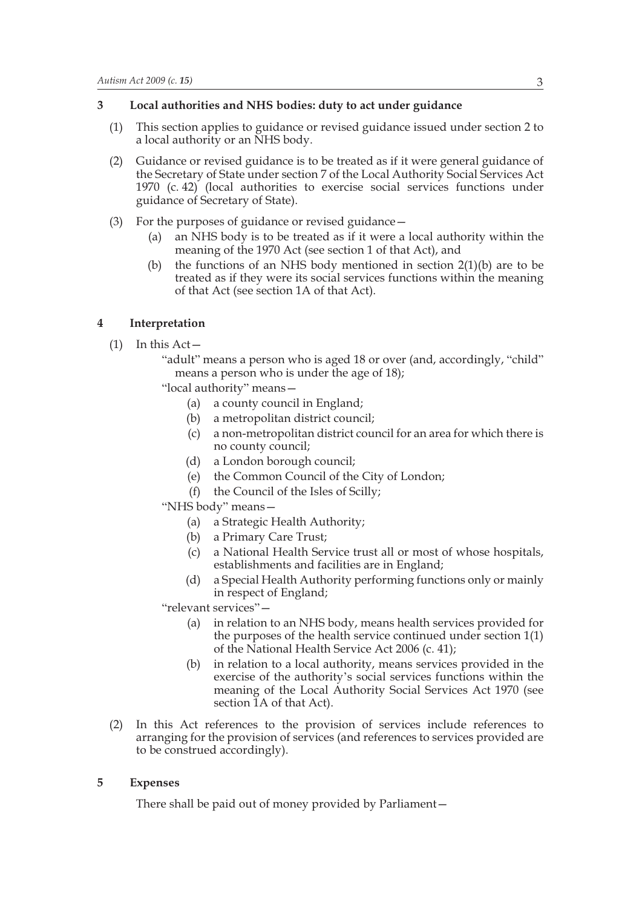### 3 Local authorities and NHS bodies: duty to act under guidance

(1) This section applies to guidance or revised guidance issued under section 2 to a local authority or an NHS body.

(2) Guidance or revised guidance is to be treated as if it were general guidance of the Secretary of State under section 7 of the Local Authority Social Services Act 1970 (c. 42) (local authorities to exercise social services functions under guidance of Secretary of State).

(3) For the purposes of guidance or revised guidance—

- (a) an NHS body is to be treated as if it were a local authority within the meaning of the 1970 Act (see section 1 of that Act), and
- (b) the functions of an NHS body mentioned in section 2(1)(b) are to be treated as if they were its social services functions within the meaning of that Act (see section 1A of that Act).

### 4 Interpretation

(1) In this Act—

"adult" means a person who is aged 18 or over (and, accordingly, "child" means a person who is under the age of 18);

"local authority" means—

- (a) a county council in England;
- (b) a metropolitan district council;
- (c) a non-metropolitan district council for an area for which there is no county council;
- (d) a London borough council;
- (e) the Common Council of the City of London;
- (f) the Council of the Isles of Scilly;

"NHS body" means—

- (a) a Strategic Health Authority;
- (b) a Primary Care Trust;
- (c) a National Health Service trust all or most of whose hospitals, establishments and facilities are in England;
- (d) a Special Health Authority performing functions only or mainly in respect of England;

"relevant services"—

- (a) in relation to an NHS body, means health services provided for the purposes of the health service continued under section 1(1) of the National Health Service Act 2006 (c. 41);
- (b) in relation to a local authority, means services provided in the exercise of the authority's social services functions within the meaning of the Local Authority Social Services Act 1970 (see section 1A of that Act).

(2) In this Act references to the provision of services include references to arranging for the provision of services (and references to services provided are to be construed accordingly).

### 5 Expenses

There shall be paid out of money provided by Parliament—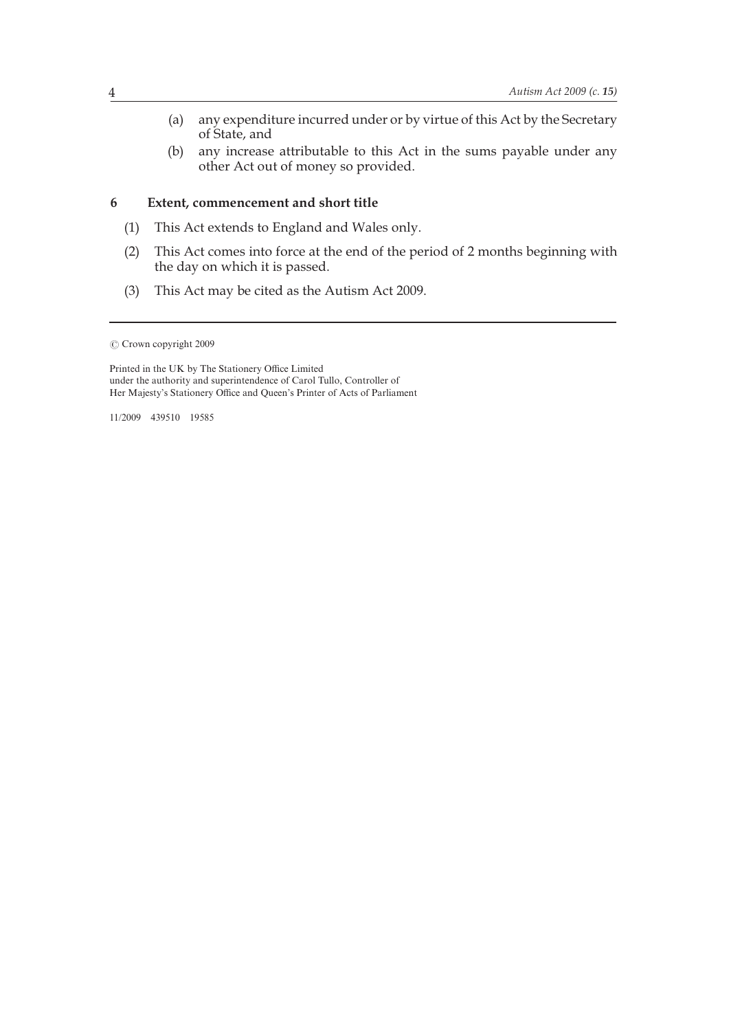(a) any expenditure incurred under or by virtue of this Act by the Secretary of State, and

(b) any increase attributable to this Act in the sums payable under any other Act out of money so provided.

### 6 Extent, commencement and short title

(1) This Act extends to England and Wales only.

(2) This Act comes into force at the end of the period of 2 months beginning with the day on which it is passed.

(3) This Act may be cited as the Autism Act 2009.

---

© Crown copyright 2009

Printed in the UK by The Stationery Office Limited
under the authority and superintendence of Carol Tullo, Controller of
Her Majesty's Stationery Office and Queen's Printer of Acts of Parliament

11/2009 439510 19585